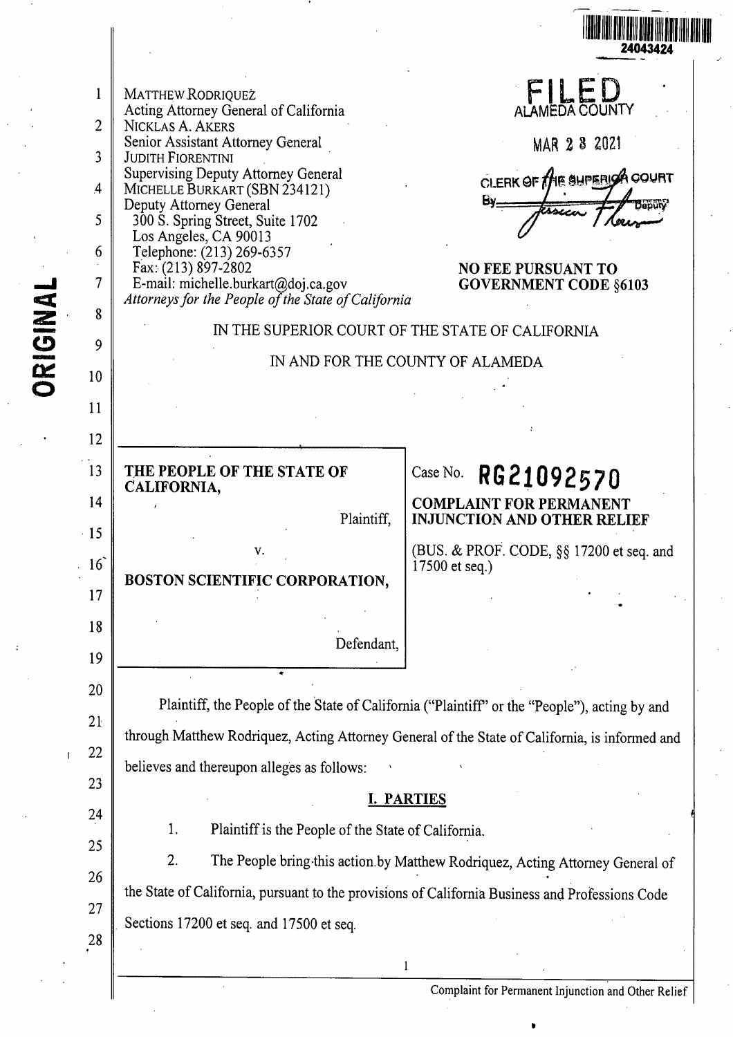MATTHEW RODRIQUEZ
Acting Attorney General of California
NICKLAS A. AKERS
Senior Assistant Attorney General
JUDITH FIORENTINI
Supervising Deputy Attorney General
MICHELLE BURKART (SBN 234121)
Deputy Attorney General
300 S. Spring Street, Suite 1702
Los Angeles, CA 90013
Telephone: (213) 269-6357
Fax: (213) 897-2802
E-mail: michelle.burkart@doj.ca.gov
*Attorneys for the People of the State of California*

FILED
ALAMEDA COUNTY

MAR 2 8 2021

CLERK OF THE SUPERIOR COURT
By ______ Deputy

**NO FEE PURSUANT TO GOVERNMENT CODE §6103**

IN THE SUPERIOR COURT OF THE STATE OF CALIFORNIA

IN AND FOR THE COUNTY OF ALAMEDA

| | |
|---|---|
| **THE PEOPLE OF THE STATE OF CALIFORNIA,**<br><br>Plaintiff,<br><br>v.<br><br>**BOSTON SCIENTIFIC CORPORATION,**<br><br>Defendant, | Case No. **RG21092570**<br><br>**COMPLAINT FOR PERMANENT INJUNCTION AND OTHER RELIEF**<br><br>(BUS. & PROF. CODE, §§ 17200 et seq. and 17500 et seq.) |

Plaintiff, the People of the State of California ("Plaintiff" or the "People"), acting by and through Matthew Rodriquez, Acting Attorney General of the State of California, is informed and believes and thereupon alleges as follows:

## I. PARTIES

1. Plaintiff is the People of the State of California.

2. The People bring this action by Matthew Rodriquez, Acting Attorney General of the State of California, pursuant to the provisions of California Business and Professions Code Sections 17200 et seq. and 17500 et seq.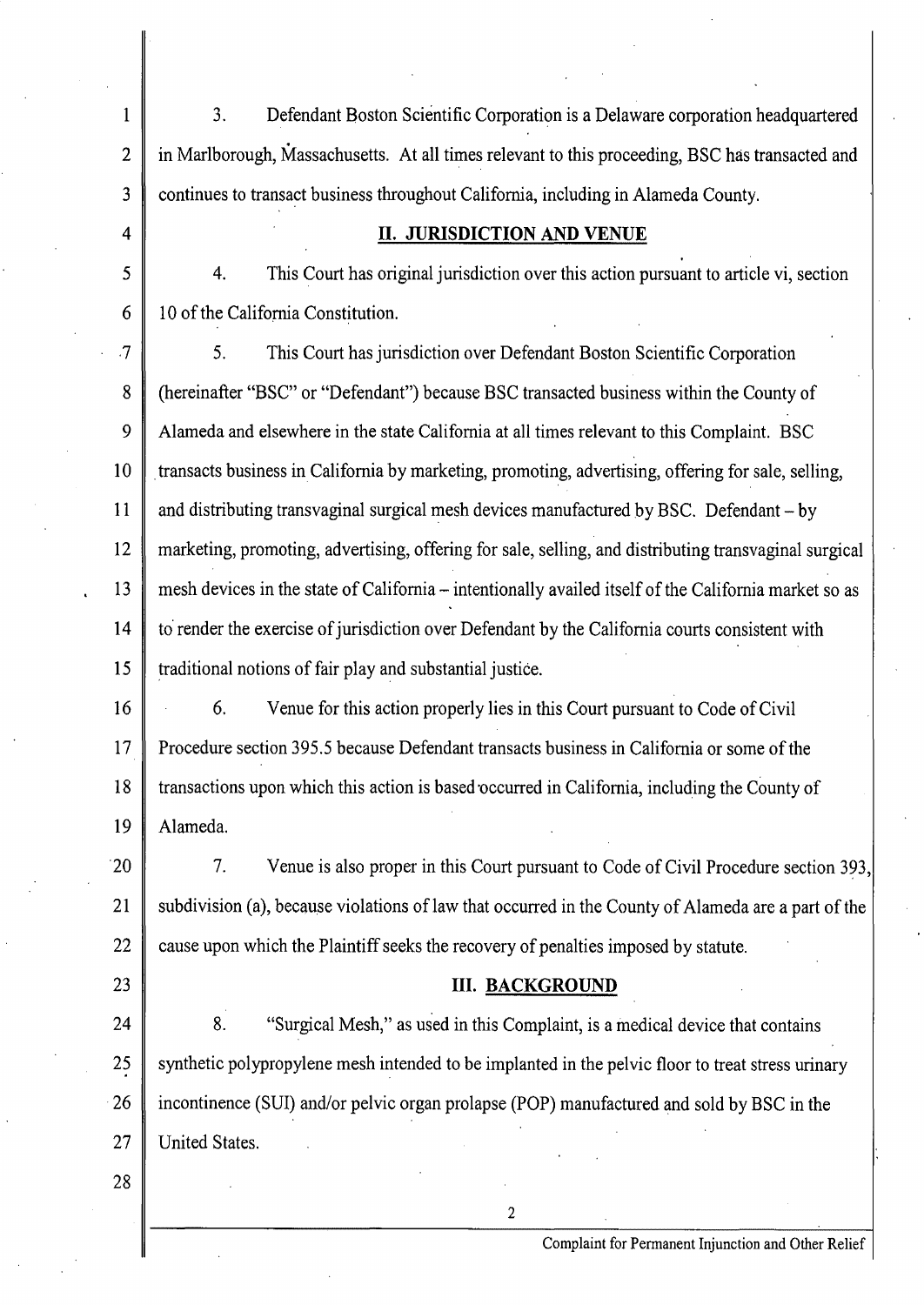3. Defendant Boston Scientific Corporation is a Delaware corporation headquartered in Marlborough, Massachusetts. At all times relevant to this proceeding, BSC has transacted and continues to transact business throughout California, including in Alameda County.

## II. JURISDICTION AND VENUE

4. This Court has original jurisdiction over this action pursuant to article vi, section 10 of the California Constitution.

5. This Court has jurisdiction over Defendant Boston Scientific Corporation (hereinafter "BSC" or "Defendant") because BSC transacted business within the County of Alameda and elsewhere in the state California at all times relevant to this Complaint. BSC transacts business in California by marketing, promoting, advertising, offering for sale, selling, and distributing transvaginal surgical mesh devices manufactured by BSC. Defendant – by marketing, promoting, advertising, offering for sale, selling, and distributing transvaginal surgical mesh devices in the state of California – intentionally availed itself of the California market so as to render the exercise of jurisdiction over Defendant by the California courts consistent with traditional notions of fair play and substantial justice.

6. Venue for this action properly lies in this Court pursuant to Code of Civil Procedure section 395.5 because Defendant transacts business in California or some of the transactions upon which this action is based occurred in California, including the County of Alameda.

7. Venue is also proper in this Court pursuant to Code of Civil Procedure section 393, subdivision (a), because violations of law that occurred in the County of Alameda are a part of the cause upon which the Plaintiff seeks the recovery of penalties imposed by statute.

## III. BACKGROUND

8. "Surgical Mesh," as used in this Complaint, is a medical device that contains synthetic polypropylene mesh intended to be implanted in the pelvic floor to treat stress urinary incontinence (SUI) and/or pelvic organ prolapse (POP) manufactured and sold by BSC in the United States.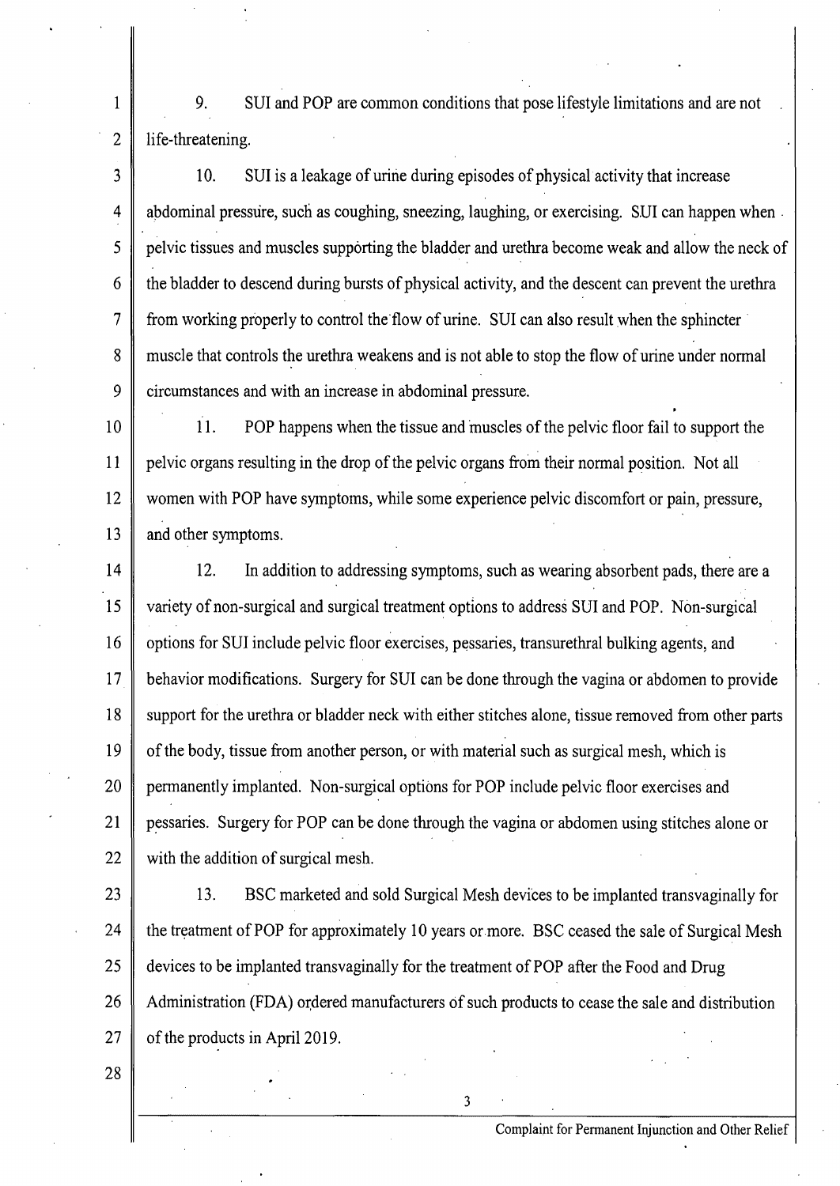9. SUI and POP are common conditions that pose lifestyle limitations and are not life-threatening.

10. SUI is a leakage of urine during episodes of physical activity that increase abdominal pressure, such as coughing, sneezing, laughing, or exercising. SUI can happen when pelvic tissues and muscles supporting the bladder and urethra become weak and allow the neck of the bladder to descend during bursts of physical activity, and the descent can prevent the urethra from working properly to control the flow of urine. SUI can also result when the sphincter muscle that controls the urethra weakens and is not able to stop the flow of urine under normal circumstances and with an increase in abdominal pressure.

11. POP happens when the tissue and muscles of the pelvic floor fail to support the pelvic organs resulting in the drop of the pelvic organs from their normal position. Not all women with POP have symptoms, while some experience pelvic discomfort or pain, pressure, and other symptoms.

12. In addition to addressing symptoms, such as wearing absorbent pads, there are a variety of non-surgical and surgical treatment options to address SUI and POP. Non-surgical options for SUI include pelvic floor exercises, pessaries, transurethral bulking agents, and behavior modifications. Surgery for SUI can be done through the vagina or abdomen to provide support for the urethra or bladder neck with either stitches alone, tissue removed from other parts of the body, tissue from another person, or with material such as surgical mesh, which is permanently implanted. Non-surgical options for POP include pelvic floor exercises and pessaries. Surgery for POP can be done through the vagina or abdomen using stitches alone or with the addition of surgical mesh.

13. BSC marketed and sold Surgical Mesh devices to be implanted transvaginally for the treatment of POP for approximately 10 years or more. BSC ceased the sale of Surgical Mesh devices to be implanted transvaginally for the treatment of POP after the Food and Drug Administration (FDA) ordered manufacturers of such products to cease the sale and distribution of the products in April 2019.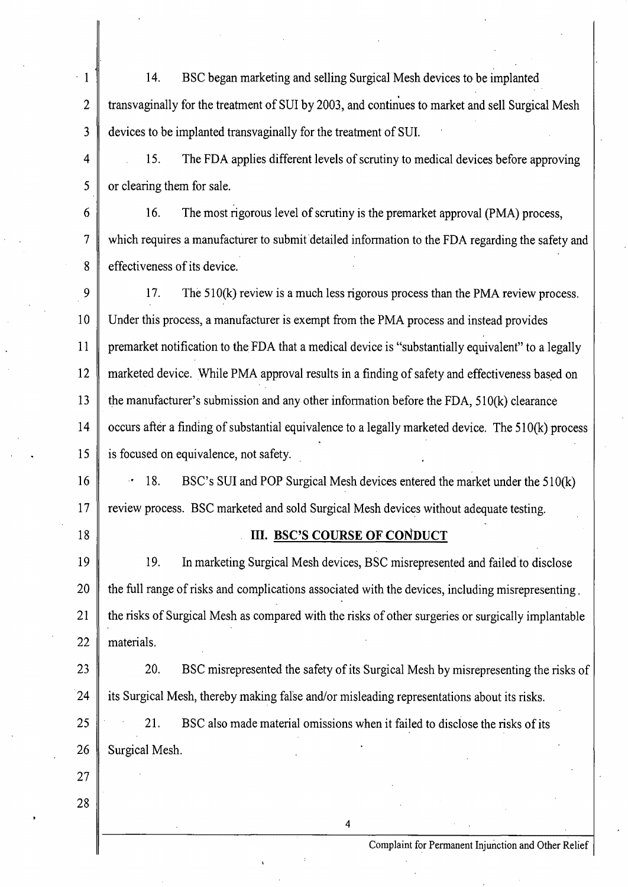14. BSC began marketing and selling Surgical Mesh devices to be implanted transvaginally for the treatment of SUI by 2003, and continues to market and sell Surgical Mesh devices to be implanted transvaginally for the treatment of SUI.

15. The FDA applies different levels of scrutiny to medical devices before approving or clearing them for sale.

16. The most rigorous level of scrutiny is the premarket approval (PMA) process, which requires a manufacturer to submit detailed information to the FDA regarding the safety and effectiveness of its device.

17. The 510(k) review is a much less rigorous process than the PMA review process. Under this process, a manufacturer is exempt from the PMA process and instead provides premarket notification to the FDA that a medical device is "substantially equivalent" to a legally marketed device. While PMA approval results in a finding of safety and effectiveness based on the manufacturer's submission and any other information before the FDA, 510(k) clearance occurs after a finding of substantial equivalence to a legally marketed device. The 510(k) process is focused on equivalence, not safety.

18. BSC's SUI and POP Surgical Mesh devices entered the market under the 510(k) review process. BSC marketed and sold Surgical Mesh devices without adequate testing.

## III. BSC'S COURSE OF CONDUCT

19. In marketing Surgical Mesh devices, BSC misrepresented and failed to disclose the full range of risks and complications associated with the devices, including misrepresenting the risks of Surgical Mesh as compared with the risks of other surgeries or surgically implantable materials.

20. BSC misrepresented the safety of its Surgical Mesh by misrepresenting the risks of its Surgical Mesh, thereby making false and/or misleading representations about its risks.

21. BSC also made material omissions when it failed to disclose the risks of its Surgical Mesh.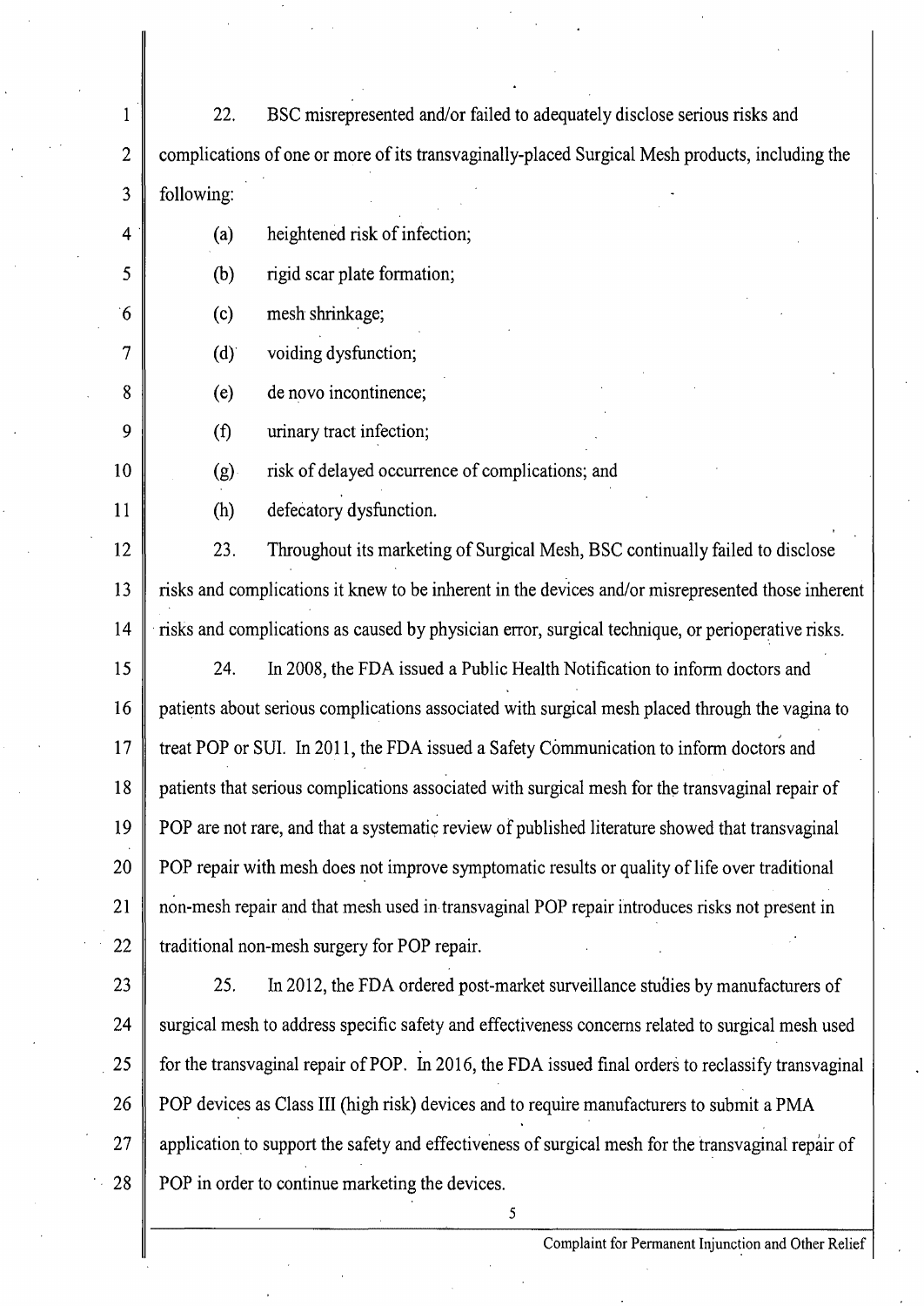22. BSC misrepresented and/or failed to adequately disclose serious risks and complications of one or more of its transvaginally-placed Surgical Mesh products, including the following:

(a) heightened risk of infection;

(b) rigid scar plate formation;

(c) mesh shrinkage;

(d) voiding dysfunction;

(e) de novo incontinence;

(f) urinary tract infection;

(g) risk of delayed occurrence of complications; and

(h) defecatory dysfunction.

23. Throughout its marketing of Surgical Mesh, BSC continually failed to disclose risks and complications it knew to be inherent in the devices and/or misrepresented those inherent risks and complications as caused by physician error, surgical technique, or perioperative risks.

24. In 2008, the FDA issued a Public Health Notification to inform doctors and patients about serious complications associated with surgical mesh placed through the vagina to treat POP or SUI. In 2011, the FDA issued a Safety Communication to inform doctors and patients that serious complications associated with surgical mesh for the transvaginal repair of POP are not rare, and that a systematic review of published literature showed that transvaginal POP repair with mesh does not improve symptomatic results or quality of life over traditional non-mesh repair and that mesh used in transvaginal POP repair introduces risks not present in traditional non-mesh surgery for POP repair.

25. In 2012, the FDA ordered post-market surveillance studies by manufacturers of surgical mesh to address specific safety and effectiveness concerns related to surgical mesh used for the transvaginal repair of POP. In 2016, the FDA issued final orders to reclassify transvaginal POP devices as Class III (high risk) devices and to require manufacturers to submit a PMA application to support the safety and effectiveness of surgical mesh for the transvaginal repair of POP in order to continue marketing the devices.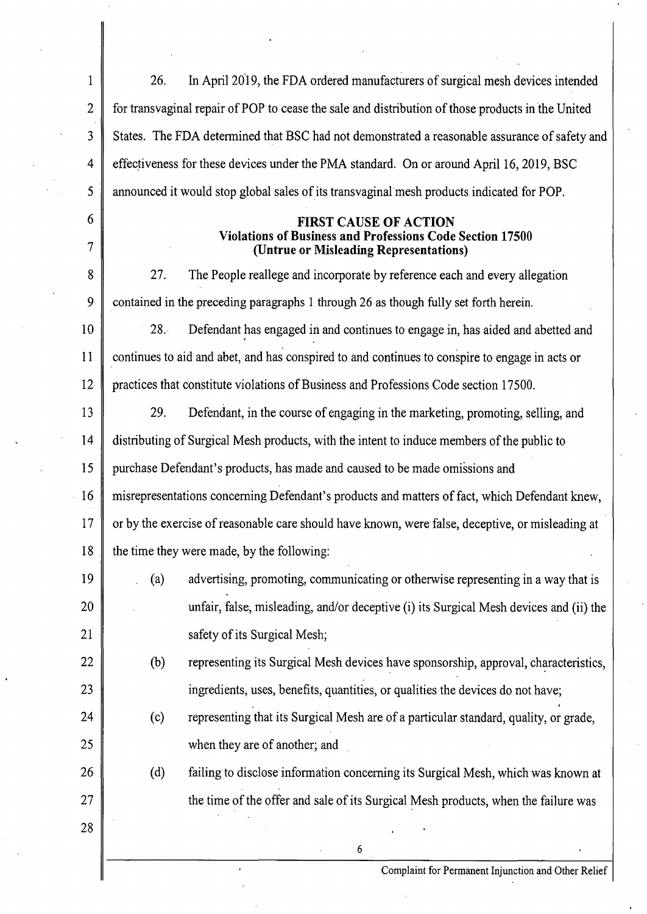26. In April 2019, the FDA ordered manufacturers of surgical mesh devices intended for transvaginal repair of POP to cease the sale and distribution of those products in the United States. The FDA determined that BSC had not demonstrated a reasonable assurance of safety and effectiveness for these devices under the PMA standard. On or around April 16, 2019, BSC announced it would stop global sales of its transvaginal mesh products indicated for POP.

## FIRST CAUSE OF ACTION
### Violations of Business and Professions Code Section 17500
### (Untrue or Misleading Representations)

27. The People reallege and incorporate by reference each and every allegation contained in the preceding paragraphs 1 through 26 as though fully set forth herein.

28. Defendant has engaged in and continues to engage in, has aided and abetted and continues to aid and abet, and has conspired to and continues to conspire to engage in acts or practices that constitute violations of Business and Professions Code section 17500.

29. Defendant, in the course of engaging in the marketing, promoting, selling, and distributing of Surgical Mesh products, with the intent to induce members of the public to purchase Defendant's products, has made and caused to be made omissions and misrepresentations concerning Defendant's products and matters of fact, which Defendant knew, or by the exercise of reasonable care should have known, were false, deceptive, or misleading at the time they were made, by the following:

(a) advertising, promoting, communicating or otherwise representing in a way that is unfair, false, misleading, and/or deceptive (i) its Surgical Mesh devices and (ii) the safety of its Surgical Mesh;

(b) representing its Surgical Mesh devices have sponsorship, approval, characteristics, ingredients, uses, benefits, quantities, or qualities the devices do not have;

(c) representing that its Surgical Mesh are of a particular standard, quality, or grade, when they are of another; and

(d) failing to disclose information concerning its Surgical Mesh, which was known at the time of the offer and sale of its Surgical Mesh products, when the failure was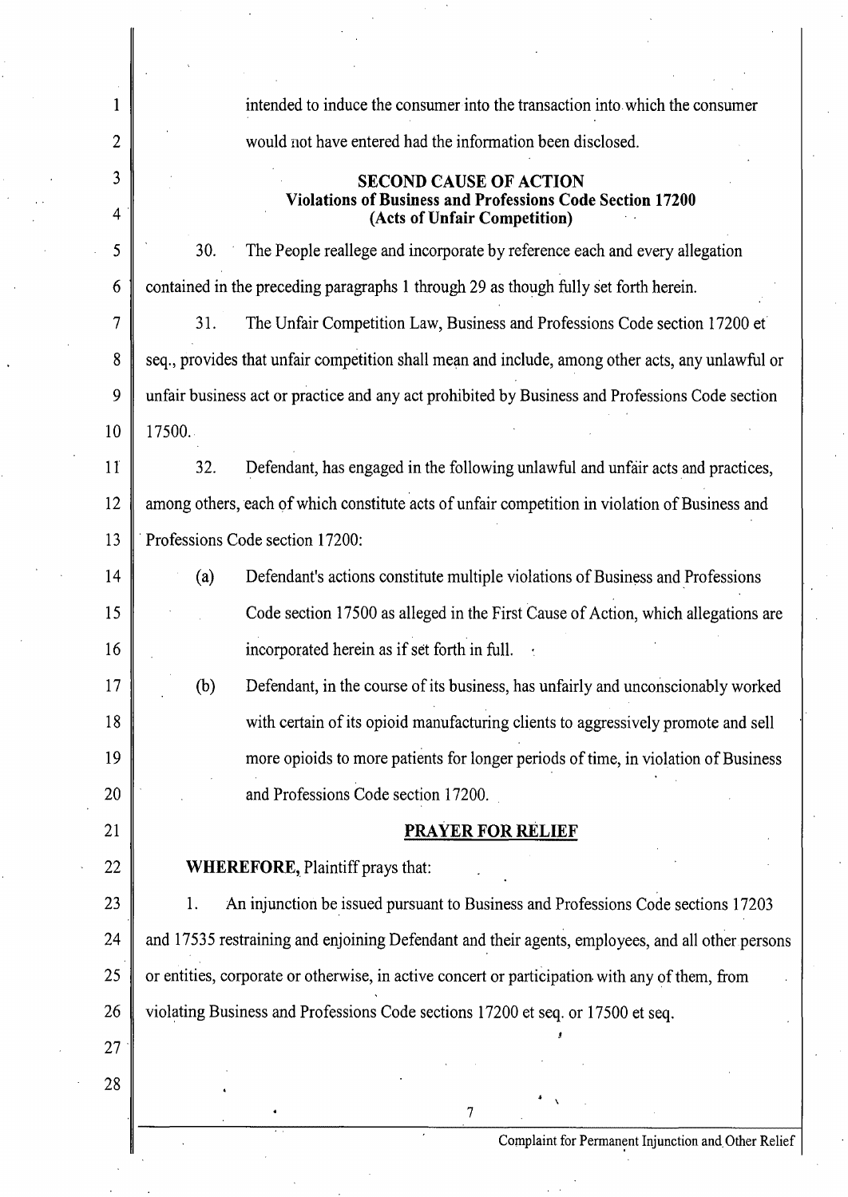intended to induce the consumer into the transaction into which the consumer would not have entered had the information been disclosed.

## SECOND CAUSE OF ACTION
## Violations of Business and Professions Code Section 17200
## (Acts of Unfair Competition)

30. The People reallege and incorporate by reference each and every allegation contained in the preceding paragraphs 1 through 29 as though fully set forth herein.

31. The Unfair Competition Law, Business and Professions Code section 17200 et seq., provides that unfair competition shall mean and include, among other acts, any unlawful or unfair business act or practice and any act prohibited by Business and Professions Code section 17500.

32. Defendant, has engaged in the following unlawful and unfair acts and practices, among others, each of which constitute acts of unfair competition in violation of Business and Professions Code section 17200:

(a) Defendant's actions constitute multiple violations of Business and Professions Code section 17500 as alleged in the First Cause of Action, which allegations are incorporated herein as if set forth in full.

(b) Defendant, in the course of its business, has unfairly and unconscionably worked with certain of its opioid manufacturing clients to aggressively promote and sell more opioids to more patients for longer periods of time, in violation of Business and Professions Code section 17200.

## PRAYER FOR RELIEF

**WHEREFORE,** Plaintiff prays that:

1. An injunction be issued pursuant to Business and Professions Code sections 17203 and 17535 restraining and enjoining Defendant and their agents, employees, and all other persons or entities, corporate or otherwise, in active concert or participation with any of them, from violating Business and Professions Code sections 17200 et seq. or 17500 et seq.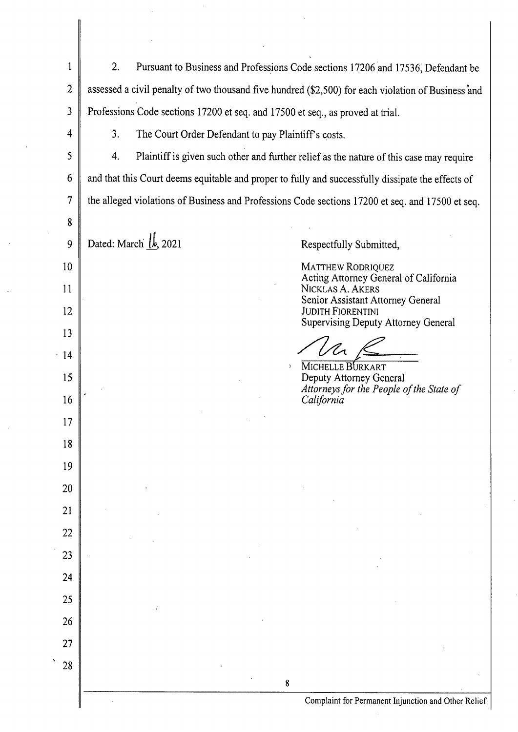2. Pursuant to Business and Professions Code sections 17206 and 17536, Defendant be assessed a civil penalty of two thousand five hundred ($2,500) for each violation of Business and Professions Code sections 17200 et seq. and 17500 et seq., as proved at trial.

3. The Court Order Defendant to pay Plaintiff's costs.

4. Plaintiff is given such other and further relief as the nature of this case may require and that this Court deems equitable and proper to fully and successfully dissipate the effects of the alleged violations of Business and Professions Code sections 17200 et seq. and 17500 et seq.

Dated: March 16, 2021

Respectfully Submitted,

MATTHEW RODRIQUEZ
Acting Attorney General of California
NICKLAS A. AKERS
Senior Assistant Attorney General
JUDITH FIORENTINI
Supervising Deputy Attorney General

MICHELLE BURKART
Deputy Attorney General
*Attorneys for the People of the State of California*

Complaint for Permanent Injunction and Other Relief